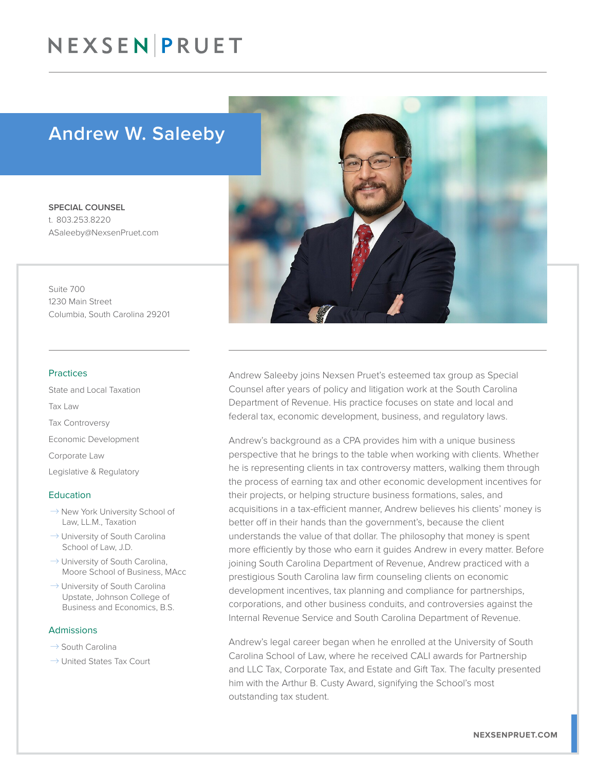# NEXSEN PRUET

## Andrew W. Saleeby

**SPECIAL COUNSEL**
t. 803.253.8220
ASaleeby@NexsenPruet.com

Suite 700
1230 Main Street
Columbia, South Carolina 29201

### Practices

State and Local Taxation

Tax Law

Tax Controversy

Economic Development

Corporate Law

Legislative & Regulatory

### Education

- New York University School of Law, LL.M., Taxation
- University of South Carolina School of Law, J.D.
- University of South Carolina, Moore School of Business, MAcc
- University of South Carolina Upstate, Johnson College of Business and Economics, B.S.

### Admissions

- South Carolina
- United States Tax Court

Andrew Saleeby joins Nexsen Pruet's esteemed tax group as Special Counsel after years of policy and litigation work at the South Carolina Department of Revenue. His practice focuses on state and local and federal tax, economic development, business, and regulatory laws.

Andrew's background as a CPA provides him with a unique business perspective that he brings to the table when working with clients. Whether he is representing clients in tax controversy matters, walking them through the process of earning tax and other economic development incentives for their projects, or helping structure business formations, sales, and acquisitions in a tax-efficient manner, Andrew believes his clients' money is better off in their hands than the government's, because the client understands the value of that dollar. The philosophy that money is spent more efficiently by those who earn it guides Andrew in every matter. Before joining South Carolina Department of Revenue, Andrew practiced with a prestigious South Carolina law firm counseling clients on economic development incentives, tax planning and compliance for partnerships, corporations, and other business conduits, and controversies against the Internal Revenue Service and South Carolina Department of Revenue.

Andrew's legal career began when he enrolled at the University of South Carolina School of Law, where he received CALI awards for Partnership and LLC Tax, Corporate Tax, and Estate and Gift Tax. The faculty presented him with the Arthur B. Custy Award, signifying the School's most outstanding tax student.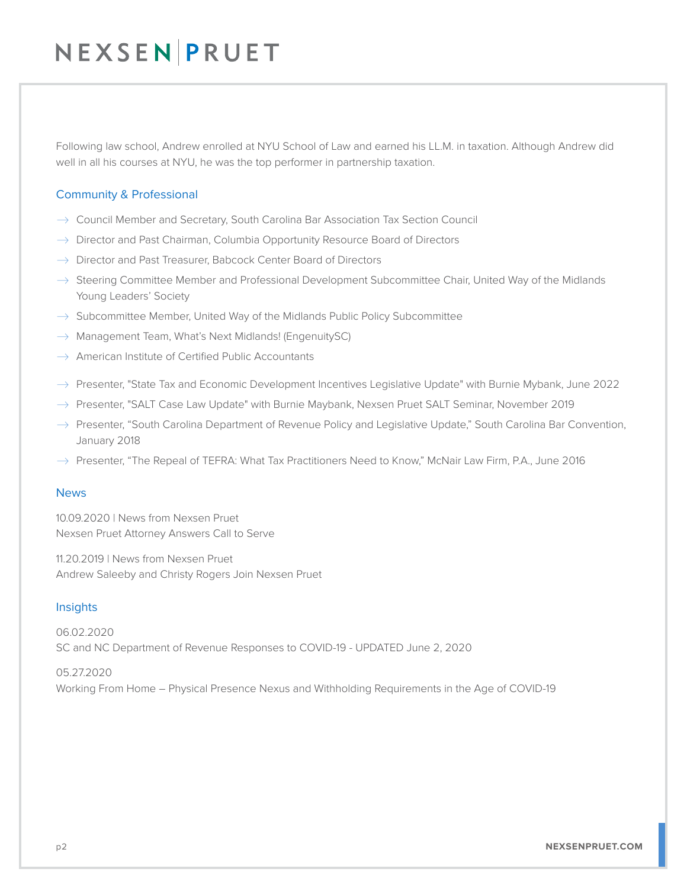Following law school, Andrew enrolled at NYU School of Law and earned his LL.M. in taxation. Although Andrew did well in all his courses at NYU, he was the top performer in partnership taxation.

## Community & Professional

- Council Member and Secretary, South Carolina Bar Association Tax Section Council
- Director and Past Chairman, Columbia Opportunity Resource Board of Directors
- Director and Past Treasurer, Babcock Center Board of Directors
- Steering Committee Member and Professional Development Subcommittee Chair, United Way of the Midlands Young Leaders' Society
- Subcommittee Member, United Way of the Midlands Public Policy Subcommittee
- Management Team, What's Next Midlands! (EngenuitySC)
- American Institute of Certified Public Accountants

- Presenter, "State Tax and Economic Development Incentives Legislative Update" with Burnie Mybank, June 2022
- Presenter, "SALT Case Law Update" with Burnie Maybank, Nexsen Pruet SALT Seminar, November 2019
- Presenter, "South Carolina Department of Revenue Policy and Legislative Update," South Carolina Bar Convention, January 2018
- Presenter, "The Repeal of TEFRA: What Tax Practitioners Need to Know," McNair Law Firm, P.A., June 2016

## News

10.09.2020 | News from Nexsen Pruet
Nexsen Pruet Attorney Answers Call to Serve

11.20.2019 | News from Nexsen Pruet
Andrew Saleeby and Christy Rogers Join Nexsen Pruet

## Insights

06.02.2020
SC and NC Department of Revenue Responses to COVID-19 - UPDATED June 2, 2020

05.27.2020
Working From Home – Physical Presence Nexus and Withholding Requirements in the Age of COVID-19